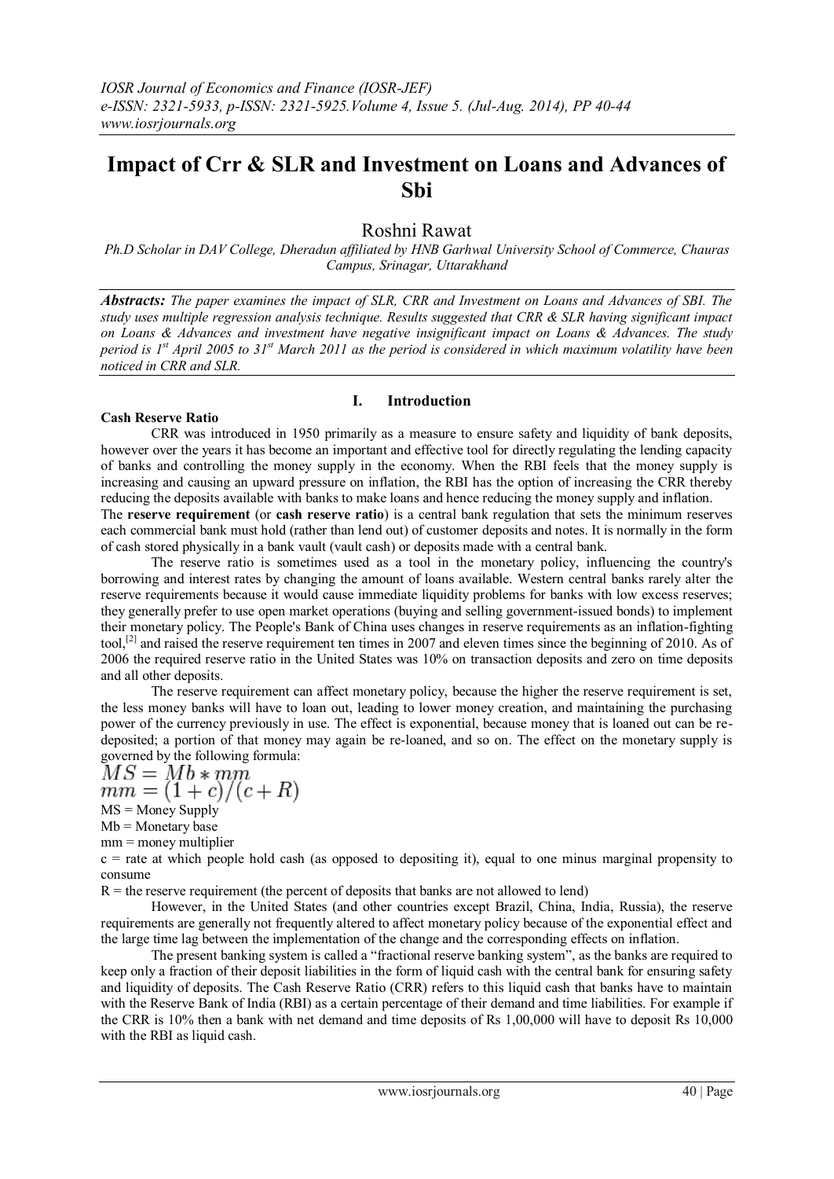# Impact of Crr & SLR and Investment on Loans and Advances of Sbi

Roshni Rawat

*Ph.D Scholar in DAV College, Dheradun affiliated by HNB Garhwal University School of Commerce, Chauras Campus, Srinagar, Uttarakhand*

***Abstracts:*** *The paper examines the impact of SLR, CRR and Investment on Loans and Advances of SBI. The study uses multiple regression analysis technique. Results suggested that CRR & SLR having significant impact on Loans & Advances and investment have negative insignificant impact on Loans & Advances. The study period is 1st April 2005 to 31st March 2011 as the period is considered in which maximum volatility have been noticed in CRR and SLR.*

## I. Introduction

**Cash Reserve Ratio**

CRR was introduced in 1950 primarily as a measure to ensure safety and liquidity of bank deposits, however over the years it has become an important and effective tool for directly regulating the lending capacity of banks and controlling the money supply in the economy. When the RBI feels that the money supply is increasing and causing an upward pressure on inflation, the RBI has the option of increasing the CRR thereby reducing the deposits available with banks to make loans and hence reducing the money supply and inflation.

The **reserve requirement** (or **cash reserve ratio**) is a central bank regulation that sets the minimum reserves each commercial bank must hold (rather than lend out) of customer deposits and notes. It is normally in the form of cash stored physically in a bank vault (vault cash) or deposits made with a central bank.

The reserve ratio is sometimes used as a tool in the monetary policy, influencing the country's borrowing and interest rates by changing the amount of loans available. Western central banks rarely alter the reserve requirements because it would cause immediate liquidity problems for banks with low excess reserves; they generally prefer to use open market operations (buying and selling government-issued bonds) to implement their monetary policy. The People's Bank of China uses changes in reserve requirements as an inflation-fighting tool,[2] and raised the reserve requirement ten times in 2007 and eleven times since the beginning of 2010. As of 2006 the required reserve ratio in the United States was 10% on transaction deposits and zero on time deposits and all other deposits.

The reserve requirement can affect monetary policy, because the higher the reserve requirement is set, the less money banks will have to loan out, leading to lower money creation, and maintaining the purchasing power of the currency previously in use. The effect is exponential, because money that is loaned out can be re-deposited; a portion of that money may again be re-loaned, and so on. The effect on the monetary supply is governed by the following formula:

$$MS = Mb * mm$$
$$mm = (1 + c)/(c + R)$$

MS = Money Supply

Mb = Monetary base

mm = money multiplier

c = rate at which people hold cash (as opposed to depositing it), equal to one minus marginal propensity to consume

R = the reserve requirement (the percent of deposits that banks are not allowed to lend)

However, in the United States (and other countries except Brazil, China, India, Russia), the reserve requirements are generally not frequently altered to affect monetary policy because of the exponential effect and the large time lag between the implementation of the change and the corresponding effects on inflation.

The present banking system is called a "fractional reserve banking system", as the banks are required to keep only a fraction of their deposit liabilities in the form of liquid cash with the central bank for ensuring safety and liquidity of deposits. The Cash Reserve Ratio (CRR) refers to this liquid cash that banks have to maintain with the Reserve Bank of India (RBI) as a certain percentage of their demand and time liabilities. For example if the CRR is 10% then a bank with net demand and time deposits of Rs 1,00,000 will have to deposit Rs 10,000 with the RBI as liquid cash.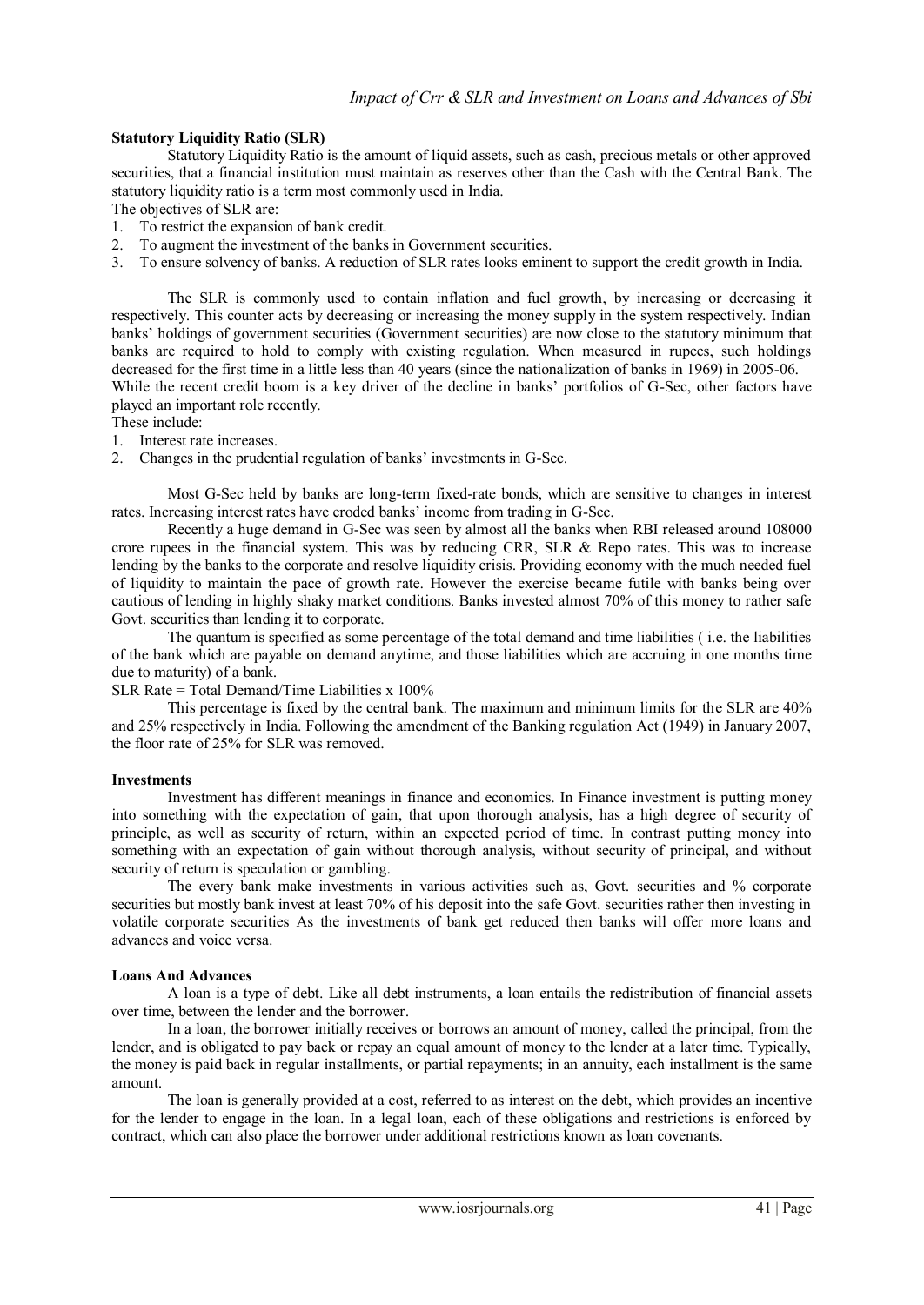**Statutory Liquidity Ratio (SLR)**

Statutory Liquidity Ratio is the amount of liquid assets, such as cash, precious metals or other approved securities, that a financial institution must maintain as reserves other than the Cash with the Central Bank. The statutory liquidity ratio is a term most commonly used in India.

The objectives of SLR are:

1. To restrict the expansion of bank credit.
2. To augment the investment of the banks in Government securities.
3. To ensure solvency of banks. A reduction of SLR rates looks eminent to support the credit growth in India.

The SLR is commonly used to contain inflation and fuel growth, by increasing or decreasing it respectively. This counter acts by decreasing or increasing the money supply in the system respectively. Indian banks' holdings of government securities (Government securities) are now close to the statutory minimum that banks are required to hold to comply with existing regulation. When measured in rupees, such holdings decreased for the first time in a little less than 40 years (since the nationalization of banks in 1969) in 2005-06. While the recent credit boom is a key driver of the decline in banks' portfolios of G-Sec, other factors have played an important role recently.

These include:

1. Interest rate increases.
2. Changes in the prudential regulation of banks' investments in G-Sec.

Most G-Sec held by banks are long-term fixed-rate bonds, which are sensitive to changes in interest rates. Increasing interest rates have eroded banks' income from trading in G-Sec.

Recently a huge demand in G-Sec was seen by almost all the banks when RBI released around 108000 crore rupees in the financial system. This was by reducing CRR, SLR & Repo rates. This was to increase lending by the banks to the corporate and resolve liquidity crisis. Providing economy with the much needed fuel of liquidity to maintain the pace of growth rate. However the exercise became futile with banks being over cautious of lending in highly shaky market conditions. Banks invested almost 70% of this money to rather safe Govt. securities than lending it to corporate.

The quantum is specified as some percentage of the total demand and time liabilities ( i.e. the liabilities of the bank which are payable on demand anytime, and those liabilities which are accruing in one months time due to maturity) of a bank.

SLR Rate = Total Demand/Time Liabilities x 100%

This percentage is fixed by the central bank. The maximum and minimum limits for the SLR are 40% and 25% respectively in India. Following the amendment of the Banking regulation Act (1949) in January 2007, the floor rate of 25% for SLR was removed.

**Investments**

Investment has different meanings in finance and economics. In Finance investment is putting money into something with the expectation of gain, that upon thorough analysis, has a high degree of security of principle, as well as security of return, within an expected period of time. In contrast putting money into something with an expectation of gain without thorough analysis, without security of principal, and without security of return is speculation or gambling.

The every bank make investments in various activities such as, Govt. securities and % corporate securities but mostly bank invest at least 70% of his deposit into the safe Govt. securities rather then investing in volatile corporate securities As the investments of bank get reduced then banks will offer more loans and advances and voice versa.

**Loans And Advances**

A loan is a type of debt. Like all debt instruments, a loan entails the redistribution of financial assets over time, between the lender and the borrower.

In a loan, the borrower initially receives or borrows an amount of money, called the principal, from the lender, and is obligated to pay back or repay an equal amount of money to the lender at a later time. Typically, the money is paid back in regular installments, or partial repayments; in an annuity, each installment is the same amount.

The loan is generally provided at a cost, referred to as interest on the debt, which provides an incentive for the lender to engage in the loan. In a legal loan, each of these obligations and restrictions is enforced by contract, which can also place the borrower under additional restrictions known as loan covenants.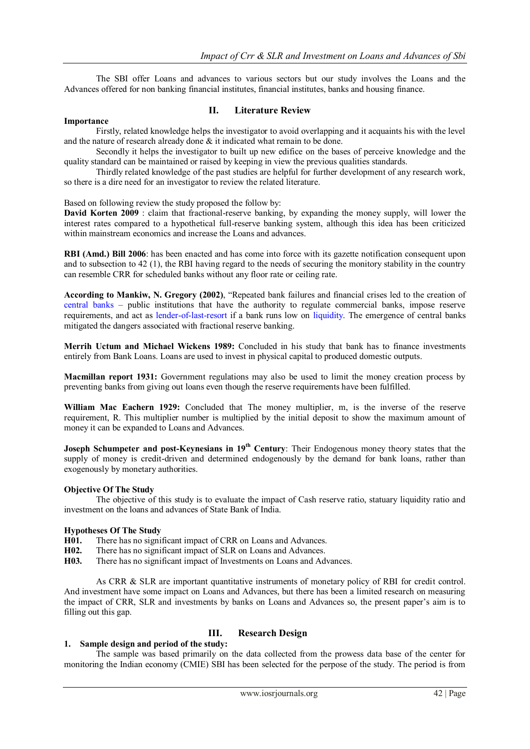The SBI offer Loans and advances to various sectors but our study involves the Loans and the Advances offered for non banking financial institutes, financial institutes, banks and housing finance.

## II. Literature Review

**Importance**

Firstly, related knowledge helps the investigator to avoid overlapping and it acquaints his with the level and the nature of research already done & it indicated what remain to be done.

Secondly it helps the investigator to built up new edifice on the bases of perceive knowledge and the quality standard can be maintained or raised by keeping in view the previous qualities standards.

Thirdly related knowledge of the past studies are helpful for further development of any research work, so there is a dire need for an investigator to review the related literature.

Based on following review the study proposed the follow by:

**David Korten 2009** : claim that fractional-reserve banking, by expanding the money supply, will lower the interest rates compared to a hypothetical full-reserve banking system, although this idea has been criticized within mainstream economics and increase the Loans and advances.

**RBI (Amd.) Bill 2006**: has been enacted and has come into force with its gazette notification consequent upon and to subsection to 42 (1), the RBI having regard to the needs of securing the monitory stability in the country can resemble CRR for scheduled banks without any floor rate or ceiling rate.

**According to Mankiw, N. Gregory (2002)**, "Repeated bank failures and financial crises led to the creation of central banks – public institutions that have the authority to regulate commercial banks, impose reserve requirements, and act as lender-of-last-resort if a bank runs low on liquidity. The emergence of central banks mitigated the dangers associated with fractional reserve banking.

**Merrih Uctum and Michael Wickens 1989:** Concluded in his study that bank has to finance investments entirely from Bank Loans. Loans are used to invest in physical capital to produced domestic outputs.

**Macmillan report 1931:** Government regulations may also be used to limit the money creation process by preventing banks from giving out loans even though the reserve requirements have been fulfilled.

**William Mac Eachern 1929:** Concluded that The money multiplier, m, is the inverse of the reserve requirement, R. This multiplier number is multiplied by the initial deposit to show the maximum amount of money it can be expanded to Loans and Advances.

**Joseph Schumpeter and post-Keynesians in 19th Century**: Their Endogenous money theory states that the supply of money is credit-driven and determined endogenously by the demand for bank loans, rather than exogenously by monetary authorities.

**Objective Of The Study**

The objective of this study is to evaluate the impact of Cash reserve ratio, statuary liquidity ratio and investment on the loans and advances of State Bank of India.

**Hypotheses Of The Study**

**H01.** There has no significant impact of CRR on Loans and Advances.
**H02.** There has no significant impact of SLR on Loans and Advances.
**H03.** There has no significant impact of Investments on Loans and Advances.

As CRR & SLR are important quantitative instruments of monetary policy of RBI for credit control. And investment have some impact on Loans and Advances, but there has been a limited research on measuring the impact of CRR, SLR and investments by banks on Loans and Advances so, the present paper's aim is to filling out this gap.

## III. Research Design

**1. Sample design and period of the study:**

The sample was based primarily on the data collected from the prowess data base of the center for monitoring the Indian economy (CMIE) SBI has been selected for the perpose of the study. The period is from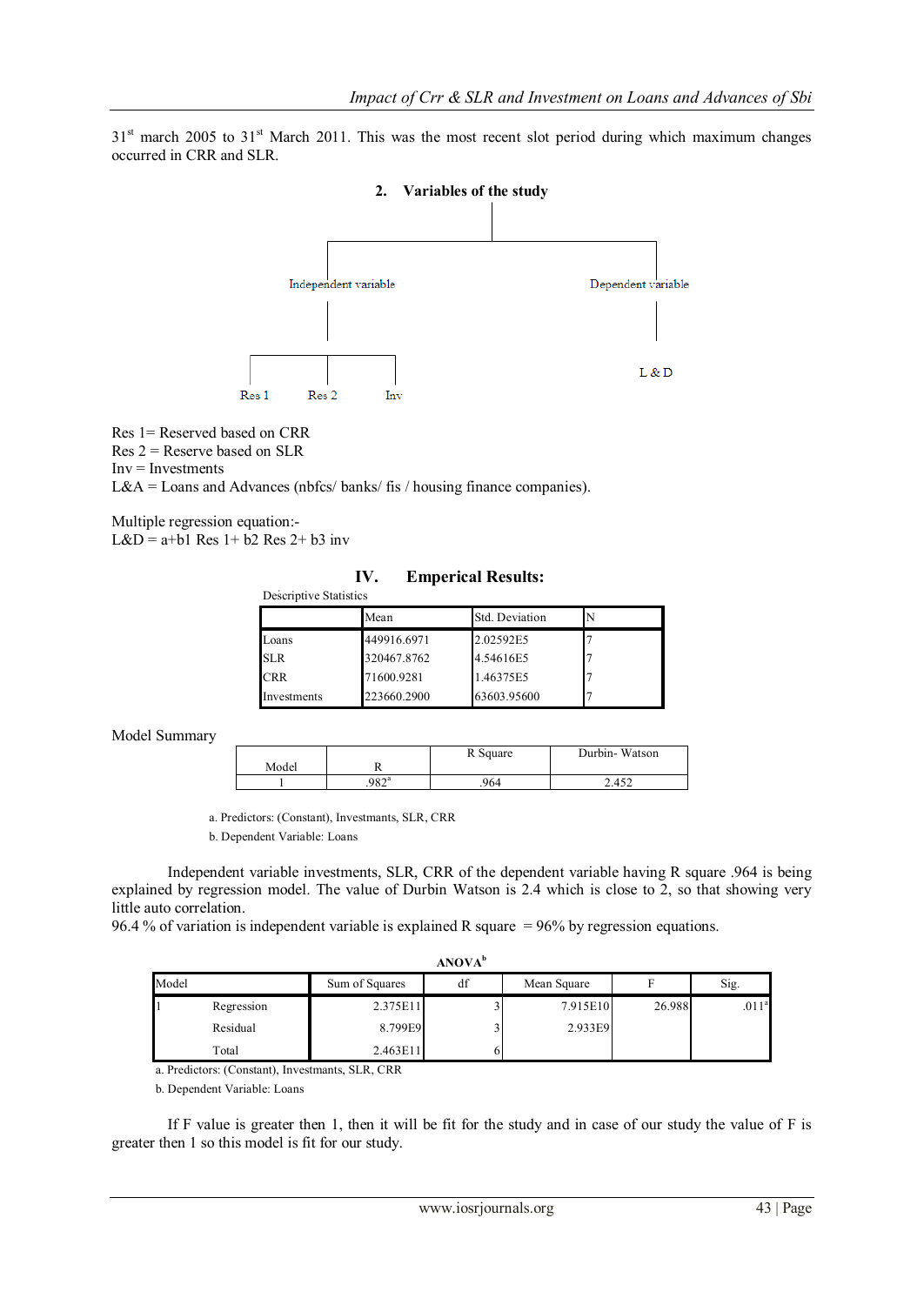$31^{st}$ march 2005 to $31^{st}$ March 2011. This was the most recent slot period during which maximum changes occurred in CRR and SLR.

## 2. Variables of the study

- Independent variable
  - Res 1
  - Res 2
  - Inv
- Dependent variable
  - L & D

Res 1= Reserved based on CRR
Res 2 = Reserve based on SLR
Inv = Investments
L&A = Loans and Advances (nbfcs/ banks/ fis / housing finance companies).

Multiple regression equation:-
L&D = a+b1 Res 1+ b2 Res 2+ b3 inv

# IV. Emperical Results:

Descriptive Statistics

| | Mean | Std. Deviation | N |
|---|---|---|---|
| Loans | 449916.6971 | 2.02592E5 | 7 |
| SLR | 320467.8762 | 4.54616E5 | 7 |
| CRR | 71600.9281 | 1.46375E5 | 7 |
| Investments | 223660.2900 | 63603.95600 | 7 |

Model Summary

| Model | R | R Square | Durbin- Watson |
|---|---|---|---|
| 1 | .982[a] | .964 | 2.452 |

a. Predictors: (Constant), Investmants, SLR, CRR

b. Dependent Variable: Loans

Independent variable investments, SLR, CRR of the dependent variable having R square .964 is being explained by regression model. The value of Durbin Watson is 2.4 which is close to 2, so that showing very little auto correlation.
96.4 % of variation is independent variable is explained R square = 96% by regression equations.

ANOVA[b]

| Model | | Sum of Squares | df | Mean Square | F | Sig. |
|---|---|---|---|---|---|---|
| 1 | Regression | 2.375E11 | 3 | 7.915E10 | 26.988 | .011[a] |
| | Residual | 8.799E9 | 3 | 2.933E9 | | |
| | Total | 2.463E11 | 6 | | | |

a. Predictors: (Constant), Investmants, SLR, CRR

b. Dependent Variable: Loans

If F value is greater then 1, then it will be fit for the study and in case of our study the value of F is greater then 1 so this model is fit for our study.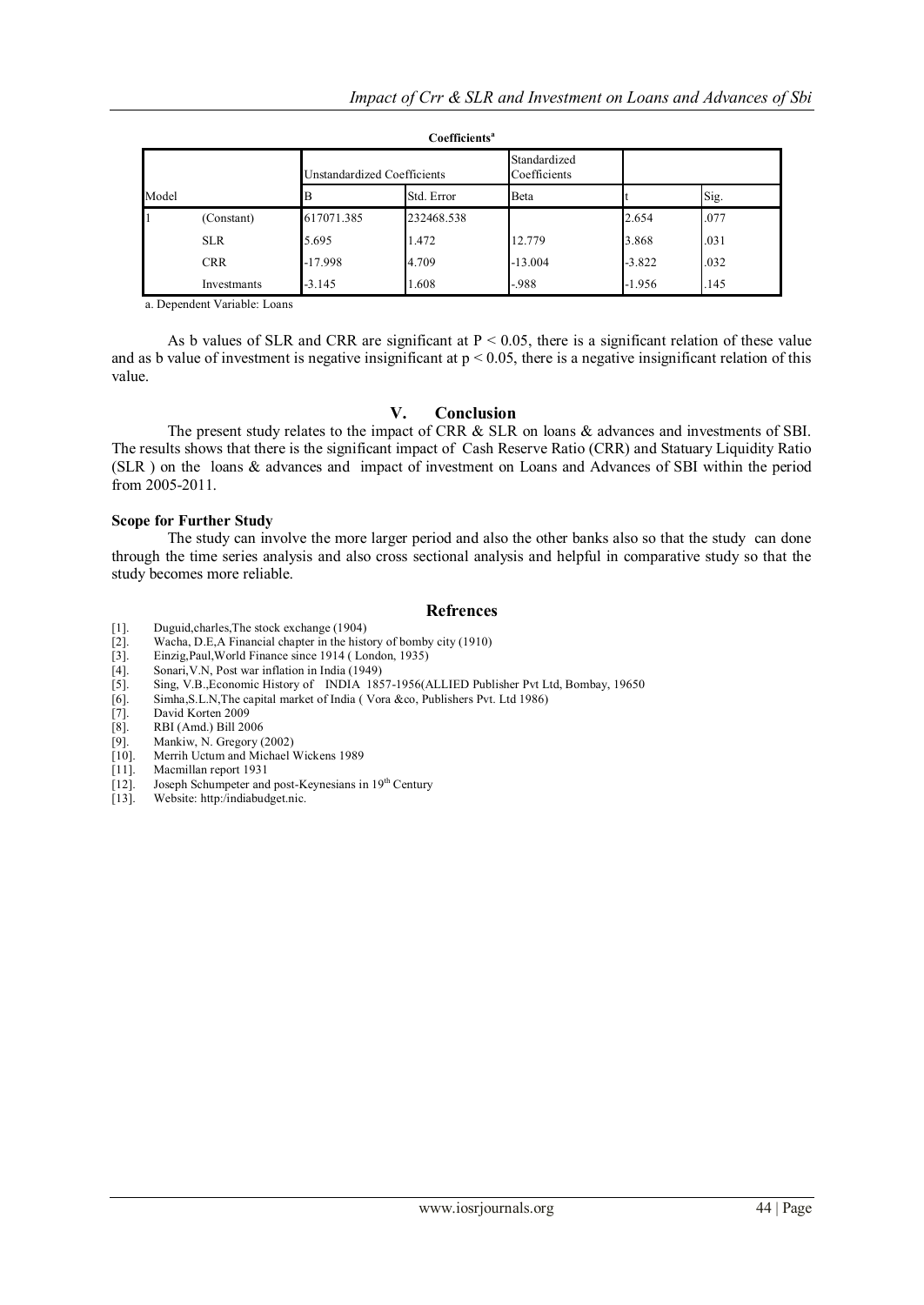**Coefficients[a]**

| Model | | Unstandardized Coefficients | | Standardized Coefficients | | |
|---|---|---|---|---|---|---|
| | | B | Std. Error | Beta | t | Sig. |
| 1 | (Constant) | 617071.385 | 232468.538 | | 2.654 | .077 |
| | SLR | 5.695 | 1.472 | 12.779 | 3.868 | .031 |
| | CRR | -17.998 | 4.709 | -13.004 | -3.822 | .032 |
| | Investmants | -3.145 | 1.608 | -.988 | -1.956 | .145 |

a. Dependent Variable: Loans

As b values of SLR and CRR are significant at $P < 0.05$, there is a significant relation of these value and as b value of investment is negative insignificant at $p < 0.05$, there is a negative insignificant relation of this value.

## V. Conclusion

The present study relates to the impact of CRR & SLR on loans & advances and investments of SBI. The results shows that there is the significant impact of Cash Reserve Ratio (CRR) and Statuary Liquidity Ratio (SLR ) on the loans & advances and impact of investment on Loans and Advances of SBI within the period from 2005-2011.

### Scope for Further Study

The study can involve the more larger period and also the other banks also so that the study can done through the time series analysis and also cross sectional analysis and helpful in comparative study so that the study becomes more reliable.

## Refrences

[1]. Duguid,charles,The stock exchange (1904)
[2]. Wacha, D.E,A Financial chapter in the history of bomby city (1910)
[3]. Einzig,Paul,World Finance since 1914 ( London, 1935)
[4]. Sonari,V.N, Post war inflation in India (1949)
[5]. Sing, V.B.,Economic History of INDIA 1857-1956(ALLIED Publisher Pvt Ltd, Bombay, 19650
[6]. Simha,S.L.N,The capital market of India ( Vora &co, Publishers Pvt. Ltd 1986)
[7]. David Korten 2009
[8]. RBI (Amd.) Bill 2006
[9]. Mankiw, N. Gregory (2002)
[10]. Merrih Uctum and Michael Wickens 1989
[11]. Macmillan report 1931
[12]. Joseph Schumpeter and post-Keynesians in 19th Century
[13]. Website: http:/indiabudget.nic.